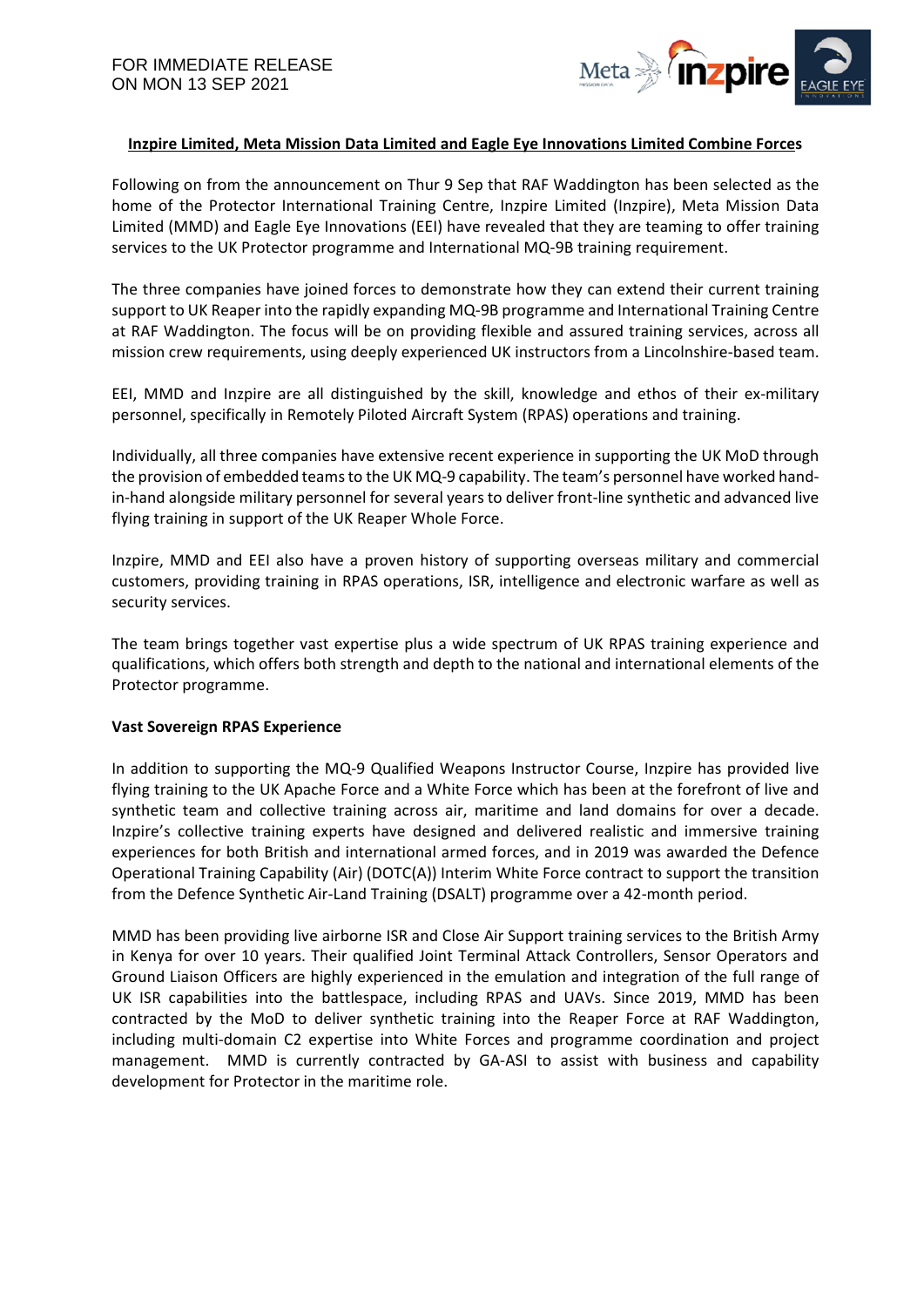FOR IMMEDIATE RELEASE
ON MON 13 SEP 2021

**Inzpire Limited, Meta Mission Data Limited and Eagle Eye Innovations Limited Combine Forces**

Following on from the announcement on Thur 9 Sep that RAF Waddington has been selected as the home of the Protector International Training Centre, Inzpire Limited (Inzpire), Meta Mission Data Limited (MMD) and Eagle Eye Innovations (EEI) have revealed that they are teaming to offer training services to the UK Protector programme and International MQ-9B training requirement.

The three companies have joined forces to demonstrate how they can extend their current training support to UK Reaper into the rapidly expanding MQ-9B programme and International Training Centre at RAF Waddington. The focus will be on providing flexible and assured training services, across all mission crew requirements, using deeply experienced UK instructors from a Lincolnshire-based team.

EEI, MMD and Inzpire are all distinguished by the skill, knowledge and ethos of their ex-military personnel, specifically in Remotely Piloted Aircraft System (RPAS) operations and training.

Individually, all three companies have extensive recent experience in supporting the UK MoD through the provision of embedded teams to the UK MQ-9 capability. The team's personnel have worked hand-in-hand alongside military personnel for several years to deliver front-line synthetic and advanced live flying training in support of the UK Reaper Whole Force.

Inzpire, MMD and EEI also have a proven history of supporting overseas military and commercial customers, providing training in RPAS operations, ISR, intelligence and electronic warfare as well as security services.

The team brings together vast expertise plus a wide spectrum of UK RPAS training experience and qualifications, which offers both strength and depth to the national and international elements of the Protector programme.

**Vast Sovereign RPAS Experience**

In addition to supporting the MQ-9 Qualified Weapons Instructor Course, Inzpire has provided live flying training to the UK Apache Force and a White Force which has been at the forefront of live and synthetic team and collective training across air, maritime and land domains for over a decade. Inzpire's collective training experts have designed and delivered realistic and immersive training experiences for both British and international armed forces, and in 2019 was awarded the Defence Operational Training Capability (Air) (DOTC(A)) Interim White Force contract to support the transition from the Defence Synthetic Air-Land Training (DSALT) programme over a 42-month period.

MMD has been providing live airborne ISR and Close Air Support training services to the British Army in Kenya for over 10 years. Their qualified Joint Terminal Attack Controllers, Sensor Operators and Ground Liaison Officers are highly experienced in the emulation and integration of the full range of UK ISR capabilities into the battlespace, including RPAS and UAVs. Since 2019, MMD has been contracted by the MoD to deliver synthetic training into the Reaper Force at RAF Waddington, including multi-domain C2 expertise into White Forces and programme coordination and project management. MMD is currently contracted by GA-ASI to assist with business and capability development for Protector in the maritime role.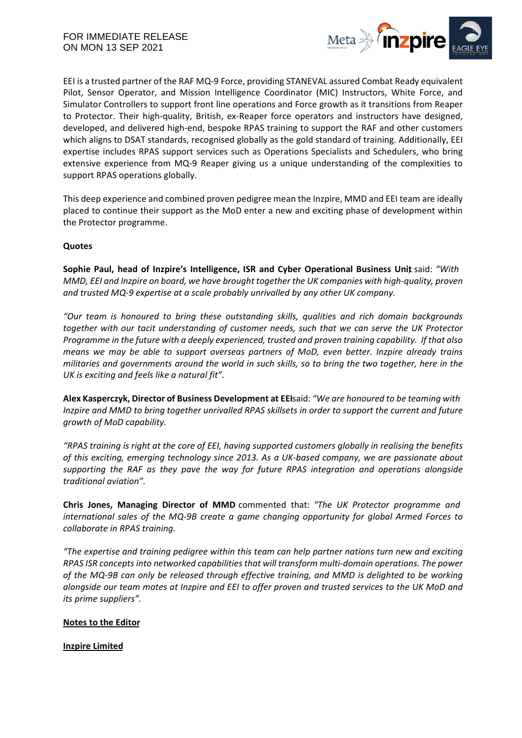EEI is a trusted partner of the RAF MQ-9 Force, providing STANEVAL assured Combat Ready equivalent Pilot, Sensor Operator, and Mission Intelligence Coordinator (MIC) Instructors, White Force, and Simulator Controllers to support front line operations and Force growth as it transitions from Reaper to Protector. Their high-quality, British, ex-Reaper force operators and instructors have designed, developed, and delivered high-end, bespoke RPAS training to support the RAF and other customers which aligns to DSAT standards, recognised globally as the gold standard of training. Additionally, EEI expertise includes RPAS support services such as Operations Specialists and Schedulers, who bring extensive experience from MQ-9 Reaper giving us a unique understanding of the complexities to support RPAS operations globally.

This deep experience and combined proven pedigree mean the Inzpire, MMD and EEI team are ideally placed to continue their support as the MoD enter a new and exciting phase of development within the Protector programme.

**Quotes**

**Sophie Paul, head of Inzpire's Intelligence, ISR and Cyber Operational Business Unit** said: *"With MMD, EEI and Inzpire on board, we have brought together the UK companies with high-quality, proven and trusted MQ-9 expertise at a scale probably unrivalled by any other UK company.*

*"Our team is honoured to bring these outstanding skills, qualities and rich domain backgrounds together with our tacit understanding of customer needs, such that we can serve the UK Protector Programme in the future with a deeply experienced, trusted and proven training capability. If that also means we may be able to support overseas partners of MoD, even better. Inzpire already trains militaries and governments around the world in such skills, so to bring the two together, here in the UK is exciting and feels like a natural fit".*

**Alex Kasperczyk, Director of Business Development at EEI**said: *"We are honoured to be teaming with Inzpire and MMD to bring together unrivalled RPAS skillsets in order to support the current and future growth of MoD capability.*

*"RPAS training is right at the core of EEI, having supported customers globally in realising the benefits of this exciting, emerging technology since 2013. As a UK-based company, we are passionate about supporting the RAF as they pave the way for future RPAS integration and operations alongside traditional aviation".*

**Chris Jones, Managing Director of MMD** commented that: *"The UK Protector programme and international sales of the MQ-9B create a game changing opportunity for global Armed Forces to collaborate in RPAS training.*

*"The expertise and training pedigree within this team can help partner nations turn new and exciting RPAS ISR concepts into networked capabilities that will transform multi-domain operations. The power of the MQ-9B can only be released through effective training, and MMD is delighted to be working alongside our team mates at Inzpire and EEI to offer proven and trusted services to the UK MoD and its prime suppliers".*

**Notes to the Editor**

**Inzpire Limited**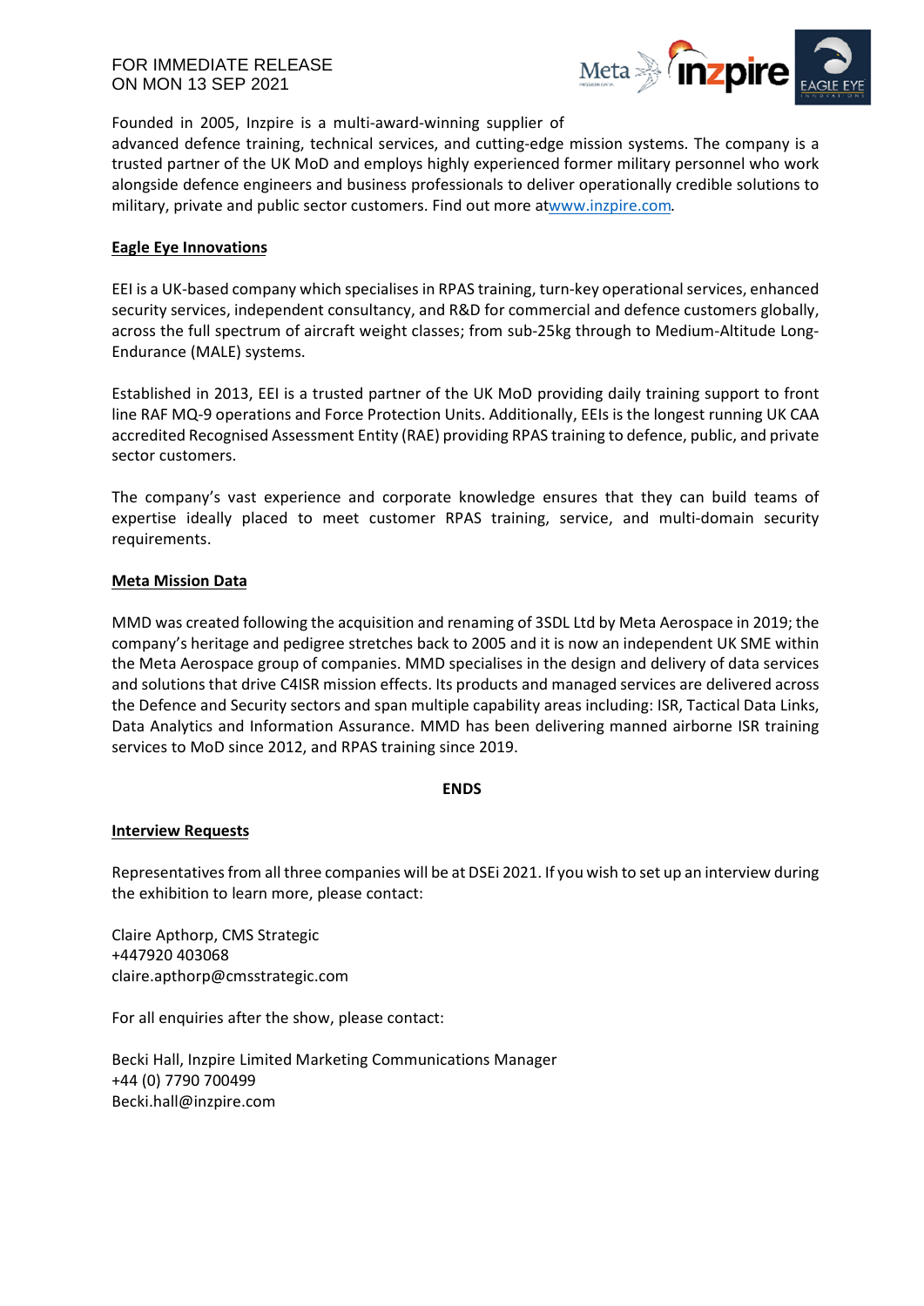FOR IMMEDIATE RELEASE
ON MON 13 SEP 2021

Founded in 2005, Inzpire is a multi-award-winning supplier of advanced defence training, technical services, and cutting-edge mission systems. The company is a trusted partner of the UK MoD and employs highly experienced former military personnel who work alongside defence engineers and business professionals to deliver operationally credible solutions to military, private and public sector customers. Find out more atwww.inzpire.com.

## Eagle Eye Innovations

EEI is a UK-based company which specialises in RPAS training, turn-key operational services, enhanced security services, independent consultancy, and R&D for commercial and defence customers globally, across the full spectrum of aircraft weight classes; from sub-25kg through to Medium-Altitude Long-Endurance (MALE) systems.

Established in 2013, EEI is a trusted partner of the UK MoD providing daily training support to front line RAF MQ-9 operations and Force Protection Units. Additionally, EEIs is the longest running UK CAA accredited Recognised Assessment Entity (RAE) providing RPAS training to defence, public, and private sector customers.

The company's vast experience and corporate knowledge ensures that they can build teams of expertise ideally placed to meet customer RPAS training, service, and multi-domain security requirements.

## Meta Mission Data

MMD was created following the acquisition and renaming of 3SDL Ltd by Meta Aerospace in 2019; the company's heritage and pedigree stretches back to 2005 and it is now an independent UK SME within the Meta Aerospace group of companies. MMD specialises in the design and delivery of data services and solutions that drive C4ISR mission effects. Its products and managed services are delivered across the Defence and Security sectors and span multiple capability areas including: ISR, Tactical Data Links, Data Analytics and Information Assurance. MMD has been delivering manned airborne ISR training services to MoD since 2012, and RPAS training since 2019.

**ENDS**

## Interview Requests

Representatives from all three companies will be at DSEi 2021. If you wish to set up an interview during the exhibition to learn more, please contact:

Claire Apthorp, CMS Strategic
+447920 403068
claire.apthorp@cmsstrategic.com

For all enquiries after the show, please contact:

Becki Hall, Inzpire Limited Marketing Communications Manager
+44 (0) 7790 700499
Becki.hall@inzpire.com